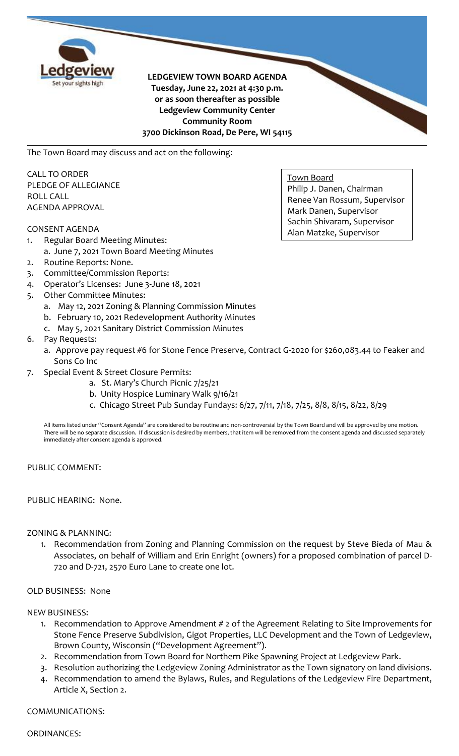**LEDGEVIEW TOWN BOARD AGENDA**
**Tuesday, June 22, 2021 at 4:30 p.m.**
**or as soon thereafter as possible**
**Ledgeview Community Center**
**Community Room**
**3700 Dickinson Road, De Pere, WI 54115**

The Town Board may discuss and act on the following:

<u>Town Board</u>
Philip J. Danen, Chairman
Renee Van Rossum, Supervisor
Mark Danen, Supervisor
Sachin Shivaram, Supervisor
Alan Matzke, Supervisor

CALL TO ORDER
PLEDGE OF ALLEGIANCE
ROLL CALL
AGENDA APPROVAL

CONSENT AGENDA

1. Regular Board Meeting Minutes:
   a. June 7, 2021 Town Board Meeting Minutes
2. Routine Reports: None.
3. Committee/Commission Reports:
4. Operator's Licenses: June 3-June 18, 2021
5. Other Committee Minutes:
   a. May 12, 2021 Zoning & Planning Commission Minutes
   b. February 10, 2021 Redevelopment Authority Minutes
   c. May 5, 2021 Sanitary District Commission Minutes
6. Pay Requests:
   a. Approve pay request #6 for Stone Fence Preserve, Contract G-2020 for $260,083.44 to Feaker and Sons Co Inc
7. Special Event & Street Closure Permits:
   a. St. Mary's Church Picnic 7/25/21
   b. Unity Hospice Luminary Walk 9/16/21
   c. Chicago Street Pub Sunday Fundays: 6/27, 7/11, 7/18, 7/25, 8/8, 8/15, 8/22, 8/29

All items listed under "Consent Agenda" are considered to be routine and non-controversial by the Town Board and will be approved by one motion. There will be no separate discussion. If discussion is desired by members, that item will be removed from the consent agenda and discussed separately immediately after consent agenda is approved.

PUBLIC COMMENT:

PUBLIC HEARING: None.

ZONING & PLANNING:

1. Recommendation from Zoning and Planning Commission on the request by Steve Bieda of Mau & Associates, on behalf of William and Erin Enright (owners) for a proposed combination of parcel D-720 and D-721, 2570 Euro Lane to create one lot.

OLD BUSINESS: None

NEW BUSINESS:

1. Recommendation to Approve Amendment # 2 of the Agreement Relating to Site Improvements for Stone Fence Preserve Subdivision, Gigot Properties, LLC Development and the Town of Ledgeview, Brown County, Wisconsin ("Development Agreement").
2. Recommendation from Town Board for Northern Pike Spawning Project at Ledgeview Park.
3. Resolution authorizing the Ledgeview Zoning Administrator as the Town signatory on land divisions.
4. Recommendation to amend the Bylaws, Rules, and Regulations of the Ledgeview Fire Department, Article X, Section 2.

COMMUNICATIONS:

ORDINANCES: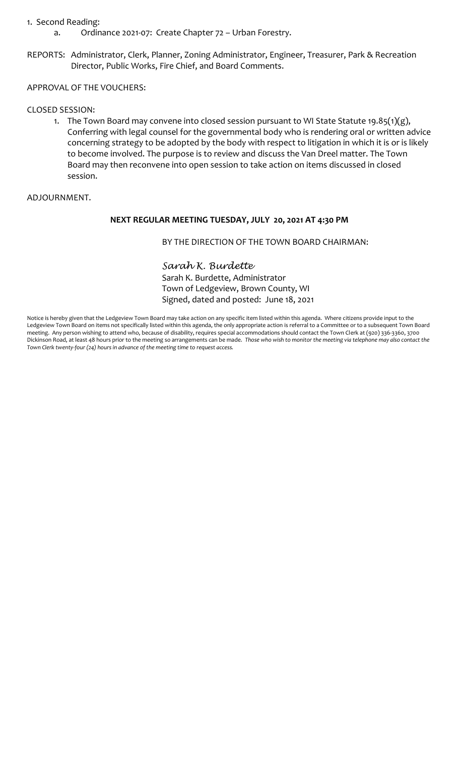1. Second Reading:
   a. Ordinance 2021-07: Create Chapter 72 – Urban Forestry.

REPORTS: Administrator, Clerk, Planner, Zoning Administrator, Engineer, Treasurer, Park & Recreation Director, Public Works, Fire Chief, and Board Comments.

APPROVAL OF THE VOUCHERS:

CLOSED SESSION:

1. The Town Board may convene into closed session pursuant to WI State Statute 19.85(1)(g), Conferring with legal counsel for the governmental body who is rendering oral or written advice concerning strategy to be adopted by the body with respect to litigation in which it is or is likely to become involved. The purpose is to review and discuss the Van Dreel matter. The Town Board may then reconvene into open session to take action on items discussed in closed session.

ADJOURNMENT.

**NEXT REGULAR MEETING TUESDAY, JULY 20, 2021 AT 4:30 PM**

BY THE DIRECTION OF THE TOWN BOARD CHAIRMAN:

*Sarah K. Burdette*
Sarah K. Burdette, Administrator
Town of Ledgeview, Brown County, WI
Signed, dated and posted: June 18, 2021

Notice is hereby given that the Ledgeview Town Board may take action on any specific item listed within this agenda. Where citizens provide input to the Ledgeview Town Board on items not specifically listed within this agenda, the only appropriate action is referral to a Committee or to a subsequent Town Board meeting. Any person wishing to attend who, because of disability, requires special accommodations should contact the Town Clerk at (920) 336-3360, 3700 Dickinson Road, at least 48 hours prior to the meeting so arrangements can be made. *Those who wish to monitor the meeting via telephone may also contact the Town Clerk twenty-four (24) hours in advance of the meeting time to request access.*